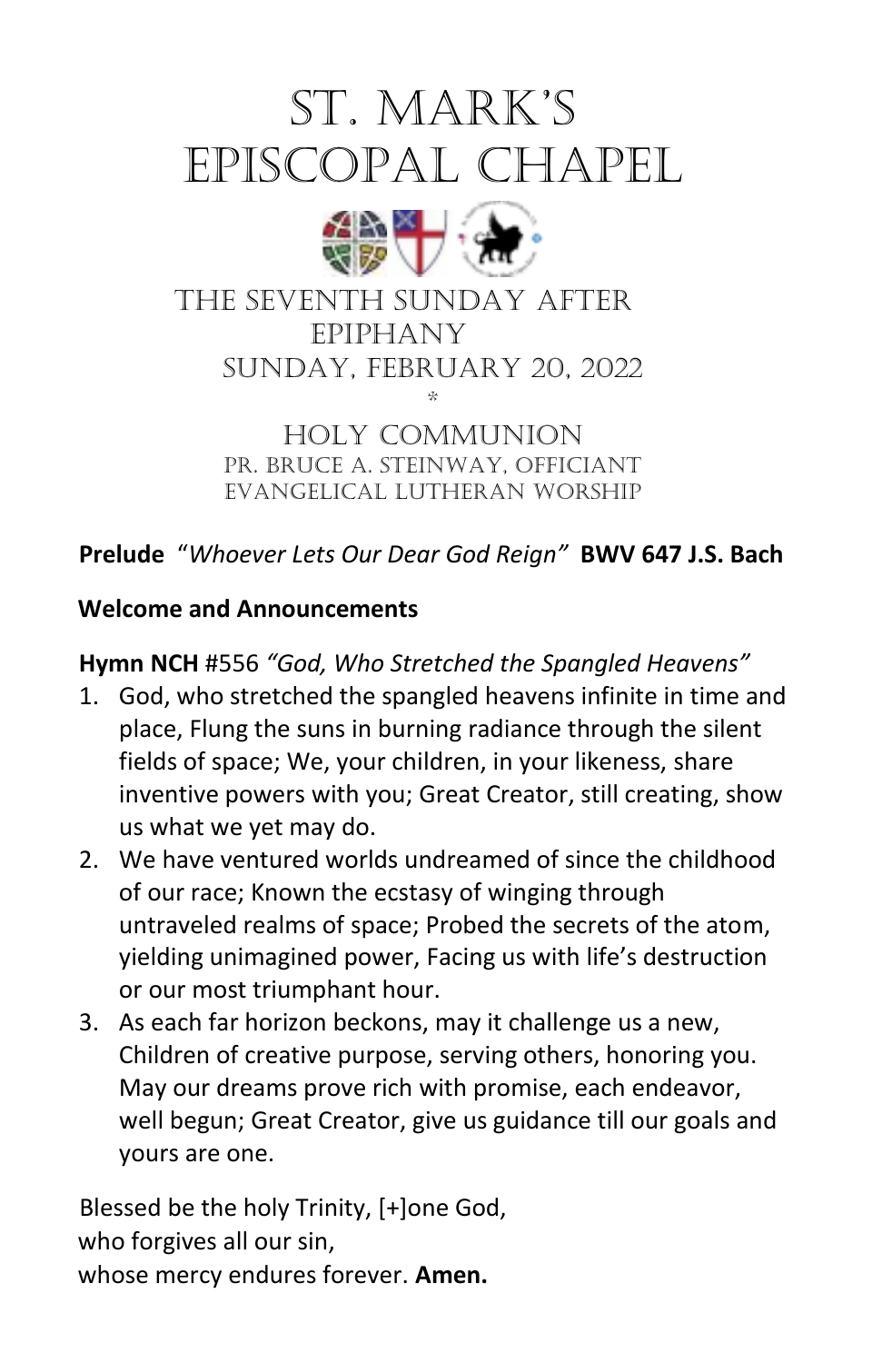# ST. MARK'S EPISCOPAL CHAPEL

## THE SEVENTH SUNDAY AFTER EPIPHANY
## SUNDAY, FEBRUARY 20, 2022

*

### HOLY COMMUNION
PR. BRUCE A. STEINWAY, OFFICIANT
EVANGELICAL LUTHERAN WORSHIP

**Prelude** "*Whoever Lets Our Dear God Reign*" **BWV 647 J.S. Bach**

**Welcome and Announcements**

**Hymn NCH** #556 *"God, Who Stretched the Spangled Heavens"*

1. God, who stretched the spangled heavens infinite in time and place, Flung the suns in burning radiance through the silent fields of space; We, your children, in your likeness, share inventive powers with you; Great Creator, still creating, show us what we yet may do.
2. We have ventured worlds undreamed of since the childhood of our race; Known the ecstasy of winging through untraveled realms of space; Probed the secrets of the atom, yielding unimagined power, Facing us with life's destruction or our most triumphant hour.
3. As each far horizon beckons, may it challenge us a new, Children of creative purpose, serving others, honoring you. May our dreams prove rich with promise, each endeavor, well begun; Great Creator, give us guidance till our goals and yours are one.

Blessed be the holy Trinity, [+]one God,
who forgives all our sin,
whose mercy endures forever. **Amen.**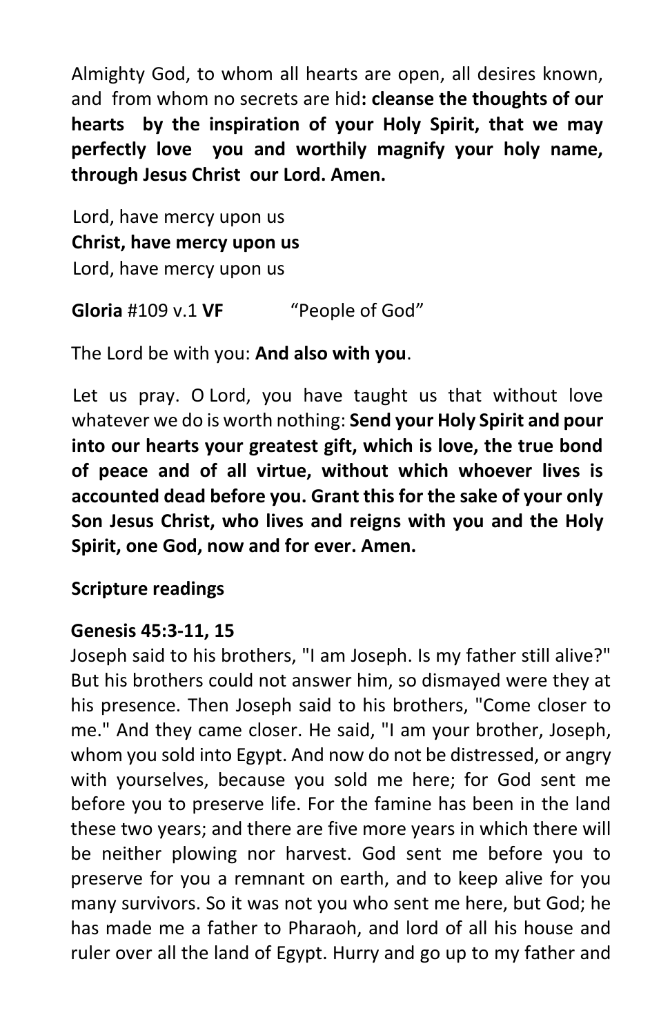Almighty God, to whom all hearts are open, all desires known, and from whom no secrets are hid**: cleanse the thoughts of our hearts by the inspiration of your Holy Spirit, that we may perfectly love you and worthily magnify your holy name, through Jesus Christ our Lord. Amen.**

Lord, have mercy upon us  
**Christ, have mercy upon us**  
Lord, have mercy upon us

**Gloria** #109 v.1 **VF** "People of God"

The Lord be with you: **And also with you**.

Let us pray. O Lord, you have taught us that without love whatever we do is worth nothing: **Send your Holy Spirit and pour into our hearts your greatest gift, which is love, the true bond of peace and of all virtue, without which whoever lives is accounted dead before you. Grant this for the sake of your only Son Jesus Christ, who lives and reigns with you and the Holy Spirit, one God, now and for ever. Amen.**

**Scripture readings**

**Genesis 45:3-11, 15**

Joseph said to his brothers, "I am Joseph. Is my father still alive?" But his brothers could not answer him, so dismayed were they at his presence. Then Joseph said to his brothers, "Come closer to me." And they came closer. He said, "I am your brother, Joseph, whom you sold into Egypt. And now do not be distressed, or angry with yourselves, because you sold me here; for God sent me before you to preserve life. For the famine has been in the land these two years; and there are five more years in which there will be neither plowing nor harvest. God sent me before you to preserve for you a remnant on earth, and to keep alive for you many survivors. So it was not you who sent me here, but God; he has made me a father to Pharaoh, and lord of all his house and ruler over all the land of Egypt. Hurry and go up to my father and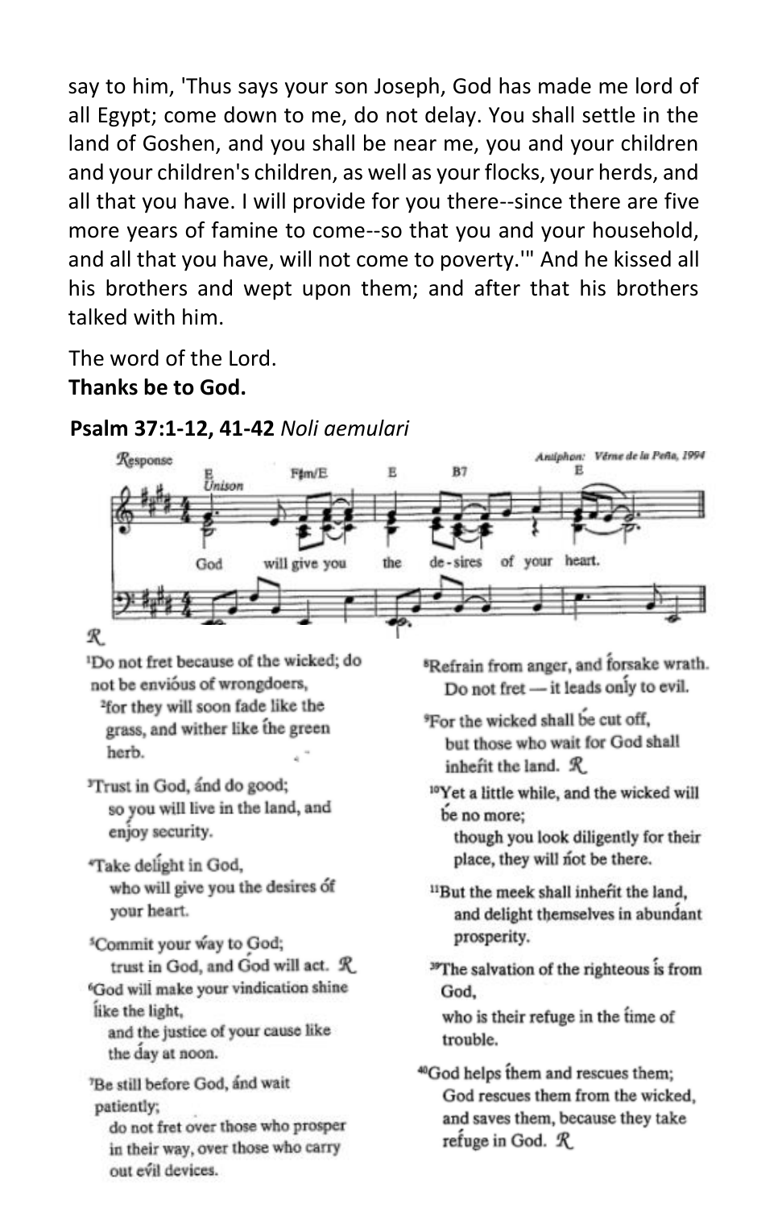say to him, 'Thus says your son Joseph, God has made me lord of all Egypt; come down to me, do not delay. You shall settle in the land of Goshen, and you shall be near me, you and your children and your children's children, as well as your flocks, your herds, and all that you have. I will provide for you there--since there are five more years of famine to come--so that you and your household, and all that you have, will not come to poverty.'" And he kissed all his brothers and wept upon them; and after that his brothers talked with him.

The word of the Lord.
**Thanks be to God.**

**Psalm 37:1-12, 41-42** *Noli aemulari*

Response — Antiphon: Vérne de la Peña, 1994

God will give you the desires of your heart.

℟

[1]Do not fret because of the wicked; do not be envious of wrongdoers,
[2]for they will soon fade like the grass, and wither like the green herb.

[3]Trust in God, and do good;
so you will live in the land, and enjoy security.

[4]Take delight in God,
who will give you the desires of your heart.

[5]Commit your way to God;
trust in God, and God will act. ℟

[6]God will make your vindication shine like the light,
and the justice of your cause like the day at noon.

[7]Be still before God, and wait patiently;
do not fret over those who prosper in their way, over those who carry out evil devices.

[8]Refrain from anger, and forsake wrath.
Do not fret — it leads only to evil.

[9]For the wicked shall be cut off,
but those who wait for God shall inherit the land. ℟

[10]Yet a little while, and the wicked will be no more;
though you look diligently for their place, they will not be there.

[11]But the meek shall inherit the land,
and delight themselves in abundant prosperity.

[39]The salvation of the righteous is from God,
who is their refuge in the time of trouble.

[40]God helps them and rescues them;
God rescues them from the wicked, and saves them, because they take refuge in God. ℟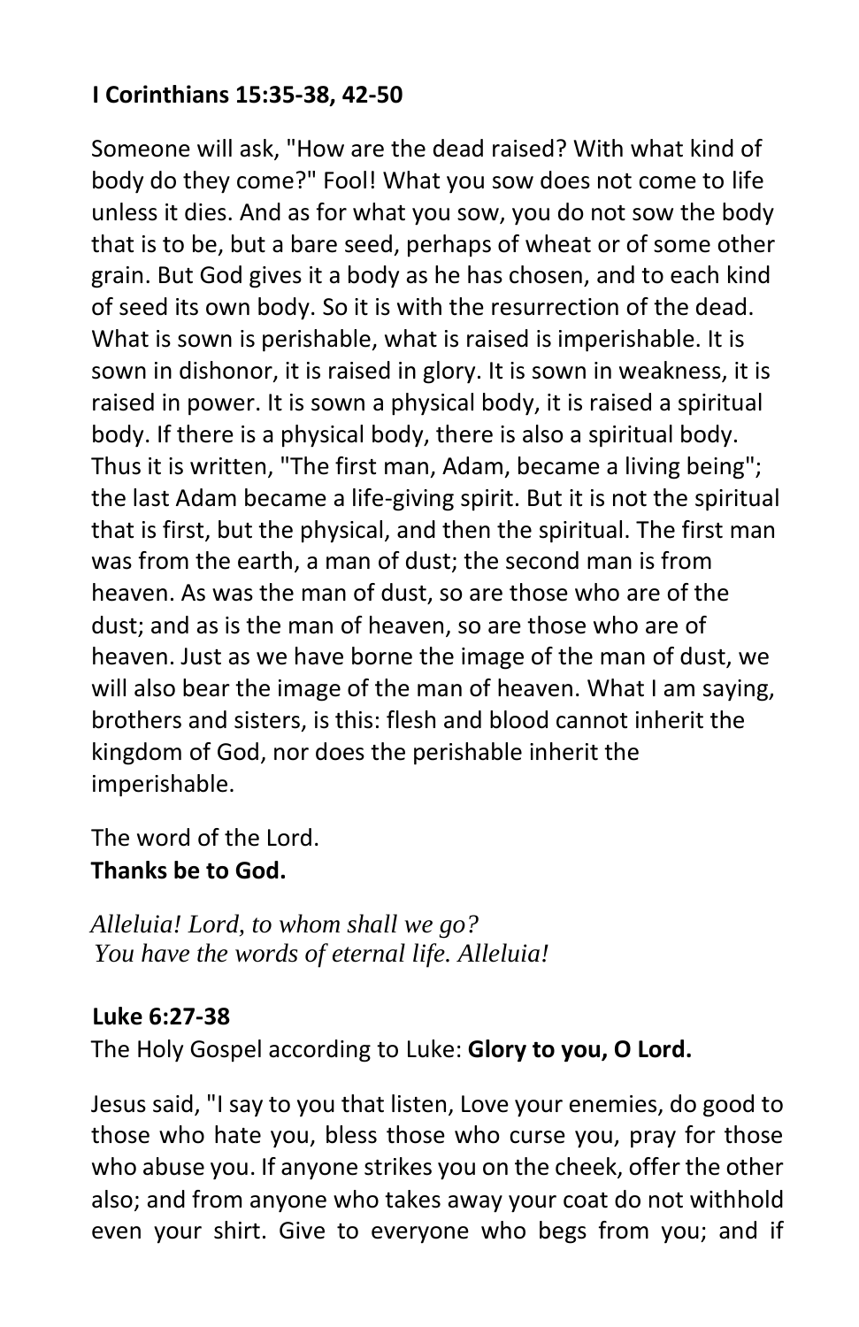**I Corinthians 15:35-38, 42-50**

Someone will ask, "How are the dead raised? With what kind of body do they come?" Fool! What you sow does not come to life unless it dies. And as for what you sow, you do not sow the body that is to be, but a bare seed, perhaps of wheat or of some other grain. But God gives it a body as he has chosen, and to each kind of seed its own body. So it is with the resurrection of the dead. What is sown is perishable, what is raised is imperishable. It is sown in dishonor, it is raised in glory. It is sown in weakness, it is raised in power. It is sown a physical body, it is raised a spiritual body. If there is a physical body, there is also a spiritual body. Thus it is written, "The first man, Adam, became a living being"; the last Adam became a life-giving spirit. But it is not the spiritual that is first, but the physical, and then the spiritual. The first man was from the earth, a man of dust; the second man is from heaven. As was the man of dust, so are those who are of the dust; and as is the man of heaven, so are those who are of heaven. Just as we have borne the image of the man of dust, we will also bear the image of the man of heaven. What I am saying, brothers and sisters, is this: flesh and blood cannot inherit the kingdom of God, nor does the perishable inherit the imperishable.

The word of the Lord.
**Thanks be to God.**

*Alleluia! Lord, to whom shall we go?*
*You have the words of eternal life. Alleluia!*

**Luke 6:27-38**

The Holy Gospel according to Luke: **Glory to you, O Lord.**

Jesus said, "I say to you that listen, Love your enemies, do good to those who hate you, bless those who curse you, pray for those who abuse you. If anyone strikes you on the cheek, offer the other also; and from anyone who takes away your coat do not withhold even your shirt. Give to everyone who begs from you; and if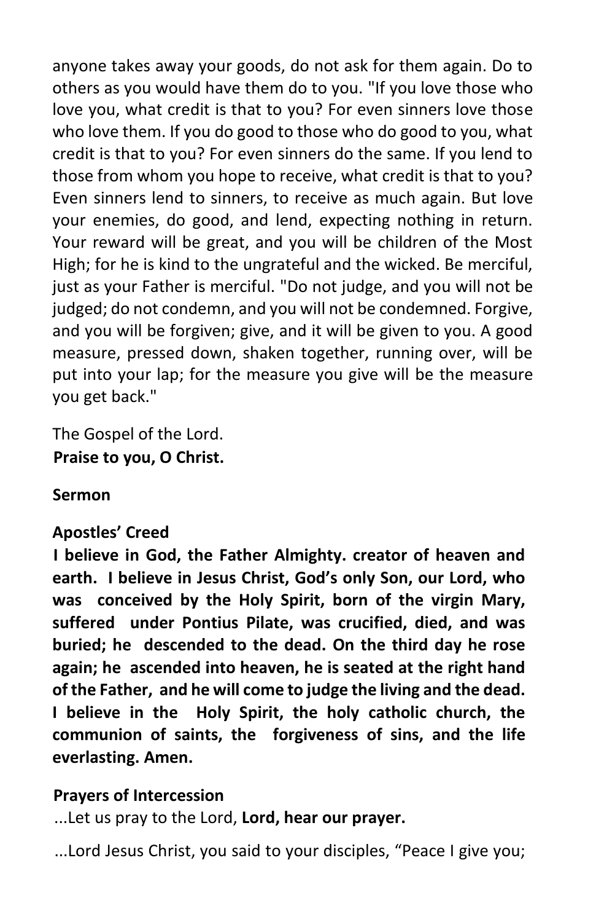anyone takes away your goods, do not ask for them again. Do to others as you would have them do to you. "If you love those who love you, what credit is that to you? For even sinners love those who love them. If you do good to those who do good to you, what credit is that to you? For even sinners do the same. If you lend to those from whom you hope to receive, what credit is that to you? Even sinners lend to sinners, to receive as much again. But love your enemies, do good, and lend, expecting nothing in return. Your reward will be great, and you will be children of the Most High; for he is kind to the ungrateful and the wicked. Be merciful, just as your Father is merciful. "Do not judge, and you will not be judged; do not condemn, and you will not be condemned. Forgive, and you will be forgiven; give, and it will be given to you. A good measure, pressed down, shaken together, running over, will be put into your lap; for the measure you give will be the measure you get back."

The Gospel of the Lord.
**Praise to you, O Christ.**

**Sermon**

**Apostles' Creed**

**I believe in God, the Father Almighty. creator of heaven and earth. I believe in Jesus Christ, God's only Son, our Lord, who was conceived by the Holy Spirit, born of the virgin Mary, suffered under Pontius Pilate, was crucified, died, and was buried; he descended to the dead. On the third day he rose again; he ascended into heaven, he is seated at the right hand of the Father, and he will come to judge the living and the dead. I believe in the Holy Spirit, the holy catholic church, the communion of saints, the forgiveness of sins, and the life everlasting. Amen.**

**Prayers of Intercession**

...Let us pray to the Lord, **Lord, hear our prayer.**

...Lord Jesus Christ, you said to your disciples, "Peace I give you;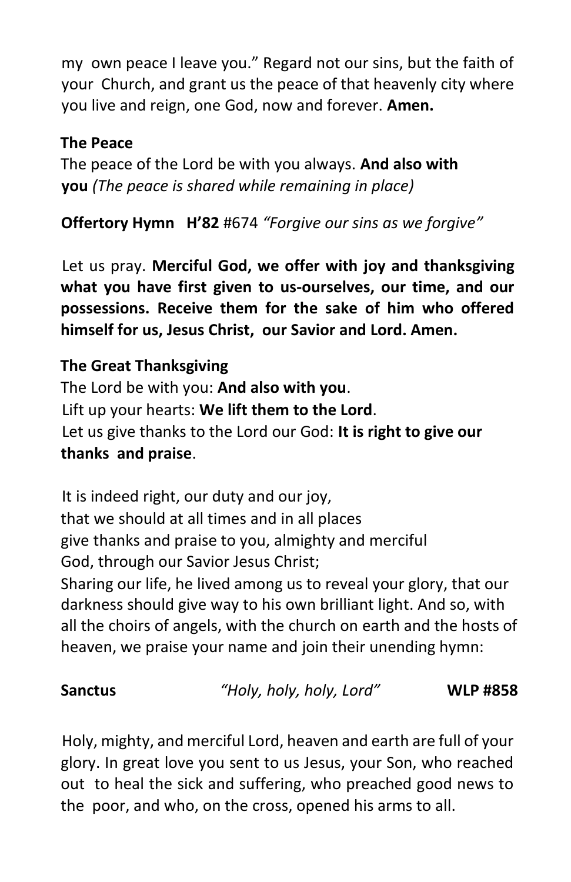my own peace I leave you." Regard not our sins, but the faith of your Church, and grant us the peace of that heavenly city where you live and reign, one God, now and forever. **Amen.**

**The Peace**

The peace of the Lord be with you always. **And also with you** *(The peace is shared while remaining in place)*

**Offertory Hymn H'82** #674 *"Forgive our sins as we forgive"*

Let us pray. **Merciful God, we offer with joy and thanksgiving what you have first given to us-ourselves, our time, and our possessions. Receive them for the sake of him who offered himself for us, Jesus Christ, our Savior and Lord. Amen.**

**The Great Thanksgiving**

The Lord be with you: **And also with you**.
Lift up your hearts: **We lift them to the Lord**.
Let us give thanks to the Lord our God: **It is right to give our thanks and praise**.

It is indeed right, our duty and our joy,
that we should at all times and in all places
give thanks and praise to you, almighty and merciful
God, through our Savior Jesus Christ;
Sharing our life, he lived among us to reveal your glory, that our darkness should give way to his own brilliant light. And so, with all the choirs of angels, with the church on earth and the hosts of heaven, we praise your name and join their unending hymn:

**Sanctus** *"Holy, holy, holy, Lord"* **WLP #858**

Holy, mighty, and merciful Lord, heaven and earth are full of your glory. In great love you sent to us Jesus, your Son, who reached out to heal the sick and suffering, who preached good news to the poor, and who, on the cross, opened his arms to all.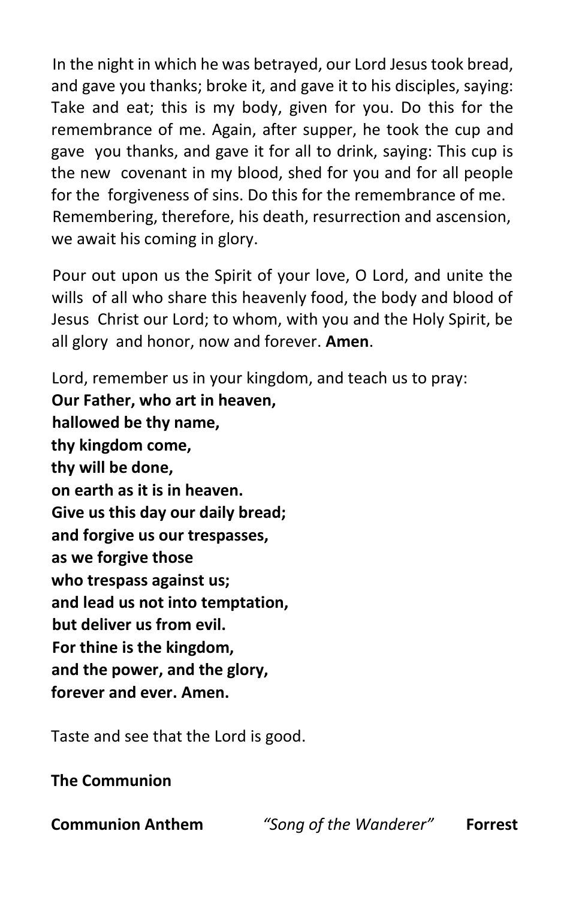In the night in which he was betrayed, our Lord Jesus took bread, and gave you thanks; broke it, and gave it to his disciples, saying: Take and eat; this is my body, given for you. Do this for the remembrance of me. Again, after supper, he took the cup and gave you thanks, and gave it for all to drink, saying: This cup is the new covenant in my blood, shed for you and for all people for the forgiveness of sins. Do this for the remembrance of me. Remembering, therefore, his death, resurrection and ascension, we await his coming in glory.

Pour out upon us the Spirit of your love, O Lord, and unite the wills of all who share this heavenly food, the body and blood of Jesus Christ our Lord; to whom, with you and the Holy Spirit, be all glory and honor, now and forever. **Amen**.

Lord, remember us in your kingdom, and teach us to pray:  
**Our Father, who art in heaven,**  
**hallowed be thy name,**  
**thy kingdom come,**  
**thy will be done,**  
**on earth as it is in heaven.**  
**Give us this day our daily bread;**  
**and forgive us our trespasses,**  
**as we forgive those**  
**who trespass against us;**  
**and lead us not into temptation,**  
**but deliver us from evil.**  
**For thine is the kingdom,**  
**and the power, and the glory,**  
**forever and ever. Amen.**

Taste and see that the Lord is good.

**The Communion**

**Communion Anthem** *"Song of the Wanderer"* **Forrest**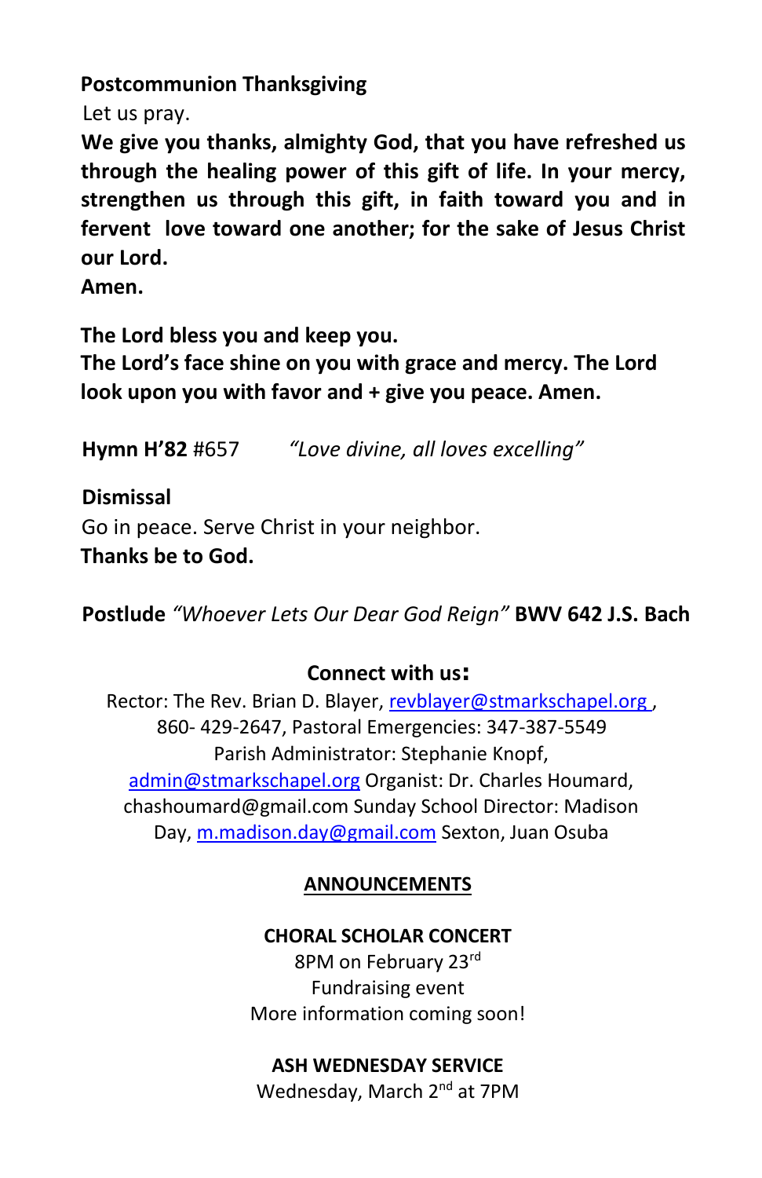**Postcommunion Thanksgiving**

Let us pray.

**We give you thanks, almighty God, that you have refreshed us through the healing power of this gift of life. In your mercy, strengthen us through this gift, in faith toward you and in fervent love toward one another; for the sake of Jesus Christ our Lord.**

**Amen.**

**The Lord bless you and keep you.**

**The Lord's face shine on you with grace and mercy. The Lord look upon you with favor and + give you peace. Amen.**

**Hymn H'82** #657 *"Love divine, all loves excelling"*

**Dismissal**

Go in peace. Serve Christ in your neighbor.

**Thanks be to God.**

**Postlude** *"Whoever Lets Our Dear God Reign"* **BWV 642 J.S. Bach**

**Connect with us:**

Rector: The Rev. Brian D. Blayer, revblayer@stmarkschapel.org, 860- 429-2647, Pastoral Emergencies: 347-387-5549 Parish Administrator: Stephanie Knopf, admin@stmarkschapel.org Organist: Dr. Charles Houmard, chashoumard@gmail.com Sunday School Director: Madison Day, m.madison.day@gmail.com Sexton, Juan Osuba

**ANNOUNCEMENTS**

**CHORAL SCHOLAR CONCERT**

8PM on February 23rd

Fundraising event

More information coming soon!

**ASH WEDNESDAY SERVICE**

Wednesday, March 2nd at 7PM